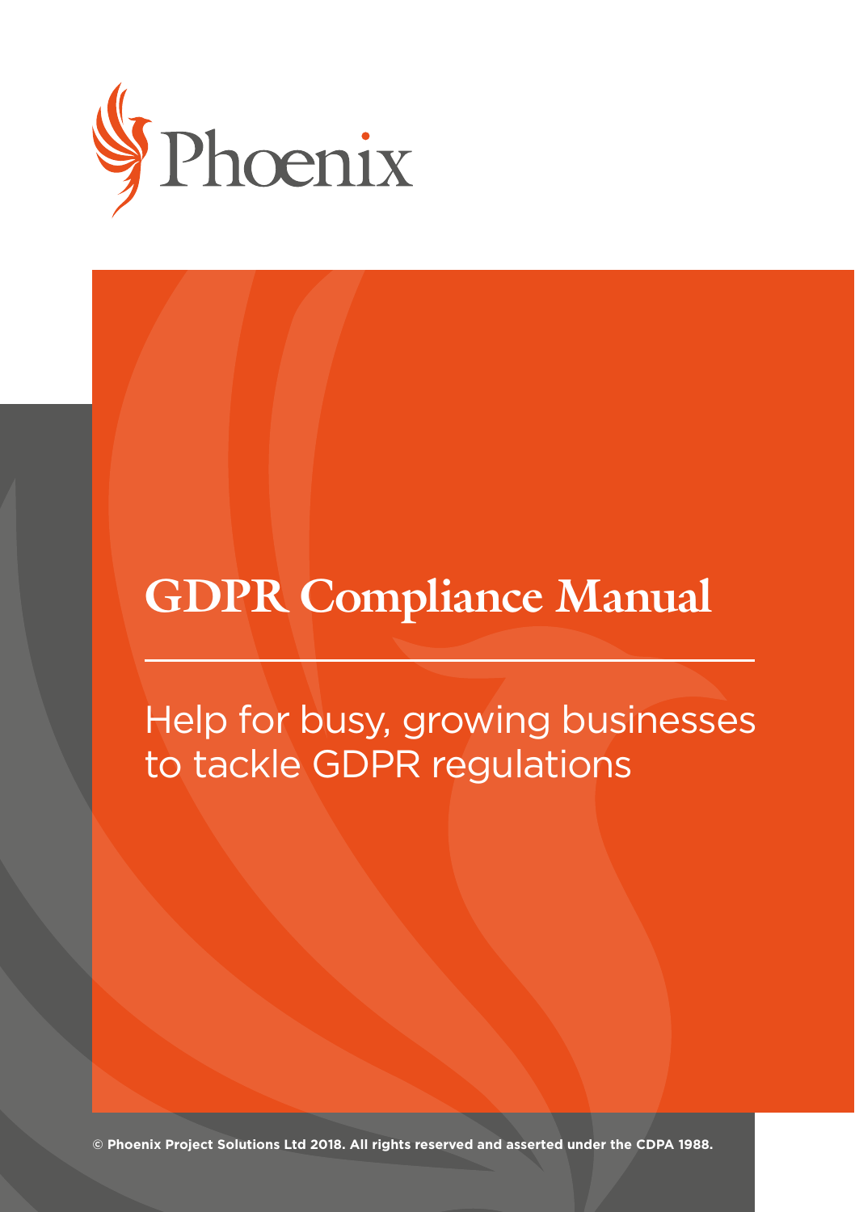Phoenix

# GDPR Compliance Manual

Help for busy, growing businesses to tackle GDPR regulations

**© Phoenix Project Solutions Ltd 2018. All rights reserved and asserted under the CDPA 1988.**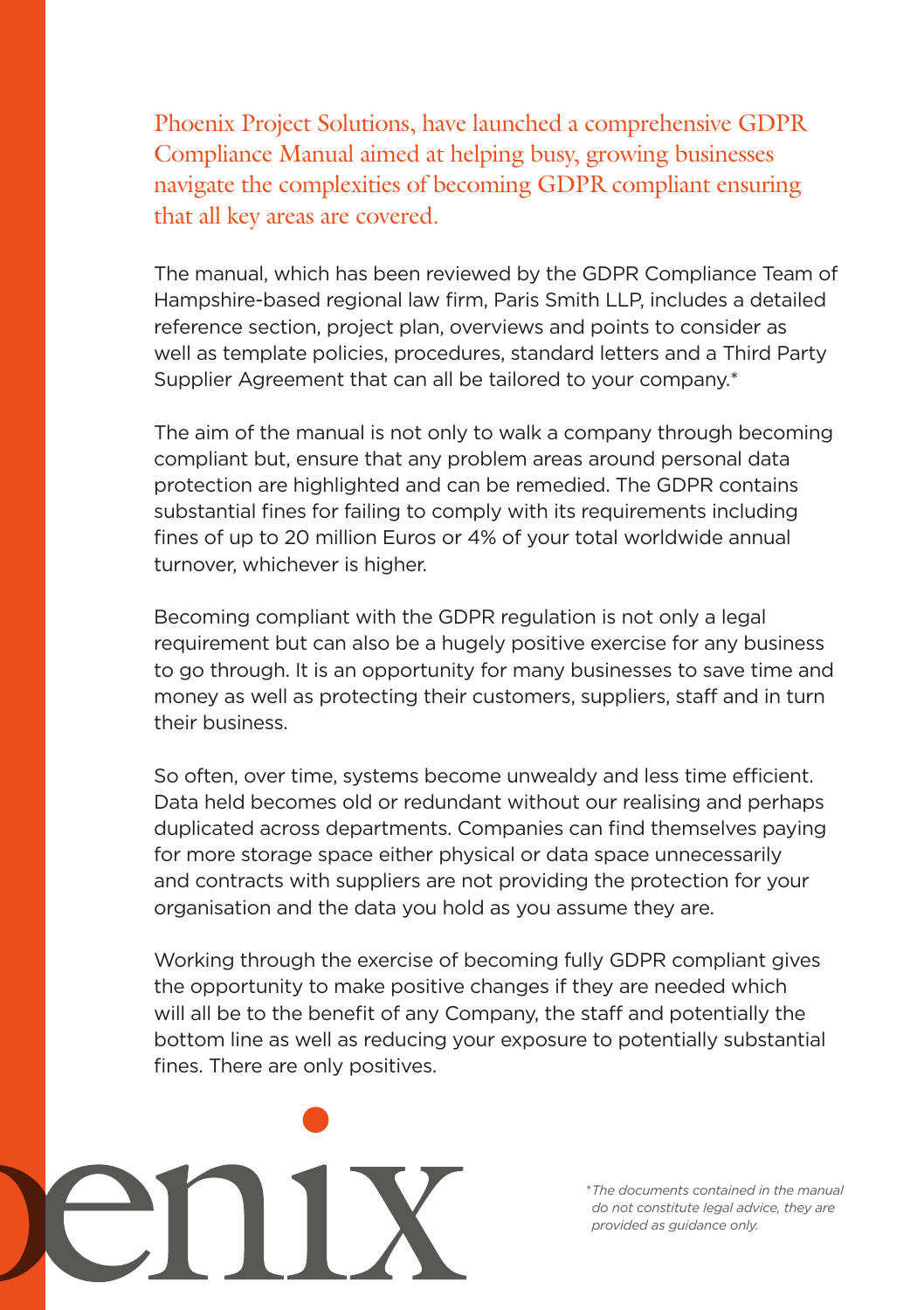Phoenix Project Solutions, have launched a comprehensive GDPR Compliance Manual aimed at helping busy, growing businesses navigate the complexities of becoming GDPR compliant ensuring that all key areas are covered.

The manual, which has been reviewed by the GDPR Compliance Team of Hampshire-based regional law firm, Paris Smith LLP, includes a detailed reference section, project plan, overviews and points to consider as well as template policies, procedures, standard letters and a Third Party Supplier Agreement that can all be tailored to your company.*

The aim of the manual is not only to walk a company through becoming compliant but, ensure that any problem areas around personal data protection are highlighted and can be remedied. The GDPR contains substantial fines for failing to comply with its requirements including fines of up to 20 million Euros or 4% of your total worldwide annual turnover, whichever is higher.

Becoming compliant with the GDPR regulation is not only a legal requirement but can also be a hugely positive exercise for any business to go through. It is an opportunity for many businesses to save time and money as well as protecting their customers, suppliers, staff and in turn their business.

So often, over time, systems become unwealdy and less time efficient. Data held becomes old or redundant without our realising and perhaps duplicated across departments. Companies can find themselves paying for more storage space either physical or data space unnecessarily and contracts with suppliers are not providing the protection for your organisation and the data you hold as you assume they are.

Working through the exercise of becoming fully GDPR compliant gives the opportunity to make positive changes if they are needed which will all be to the benefit of any Company, the staff and potentially the bottom line as well as reducing your exposure to potentially substantial fines. There are only positives.

*\*The documents contained in the manual do not constitute legal advice, they are provided as guidance only.*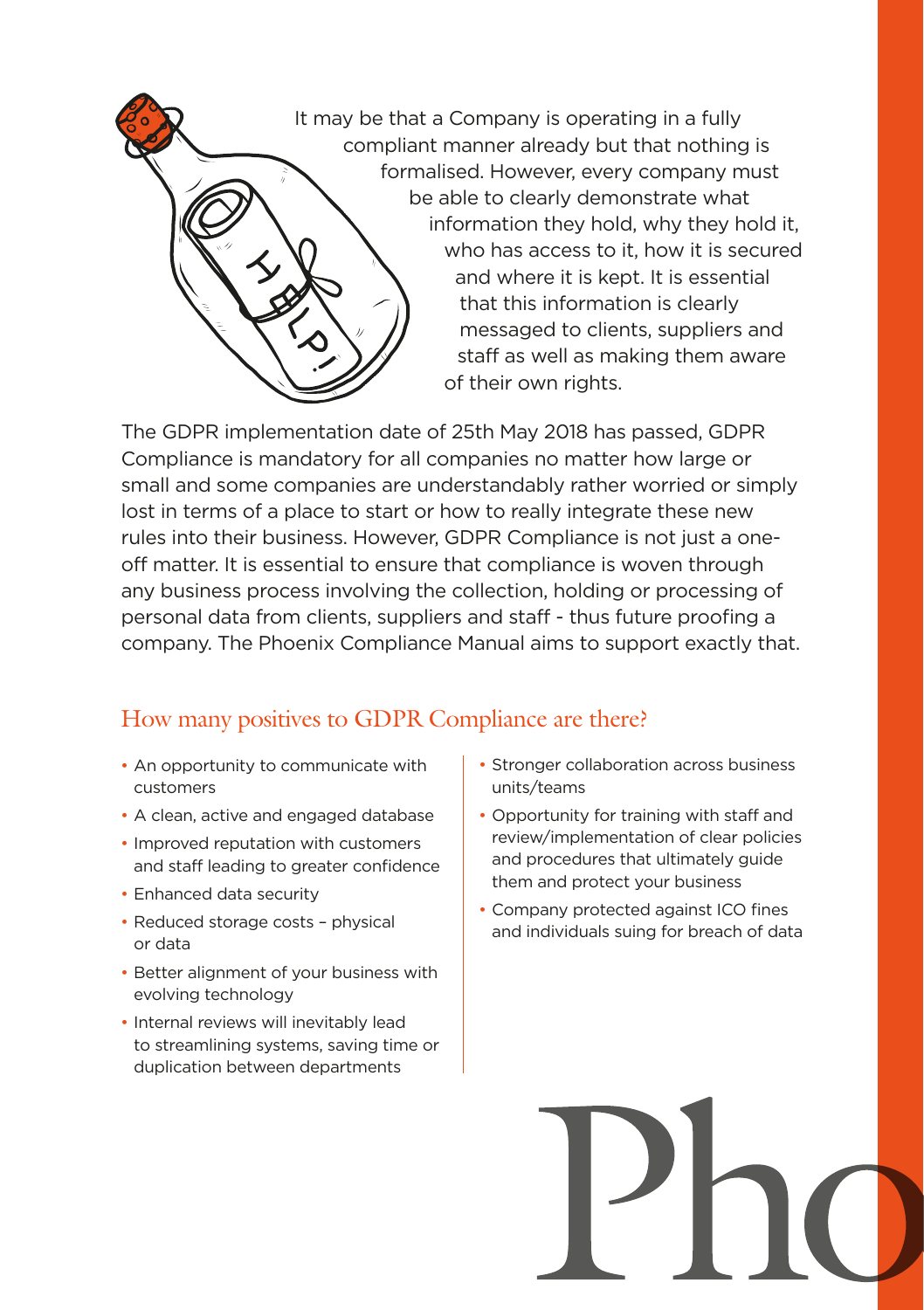It may be that a Company is operating in a fully compliant manner already but that nothing is formalised. However, every company must be able to clearly demonstrate what information they hold, why they hold it, who has access to it, how it is secured and where it is kept. It is essential that this information is clearly messaged to clients, suppliers and staff as well as making them aware of their own rights.

The GDPR implementation date of 25th May 2018 has passed, GDPR Compliance is mandatory for all companies no matter how large or small and some companies are understandably rather worried or simply lost in terms of a place to start or how to really integrate these new rules into their business. However, GDPR Compliance is not just a one-off matter. It is essential to ensure that compliance is woven through any business process involving the collection, holding or processing of personal data from clients, suppliers and staff - thus future proofing a company. The Phoenix Compliance Manual aims to support exactly that.

## How many positives to GDPR Compliance are there?

- An opportunity to communicate with customers
- A clean, active and engaged database
- Improved reputation with customers and staff leading to greater confidence
- Enhanced data security
- Reduced storage costs – physical or data
- Better alignment of your business with evolving technology
- Internal reviews will inevitably lead to streamlining systems, saving time or duplication between departments
- Stronger collaboration across business units/teams
- Opportunity for training with staff and review/implementation of clear policies and procedures that ultimately guide them and protect your business
- Company protected against ICO fines and individuals suing for breach of data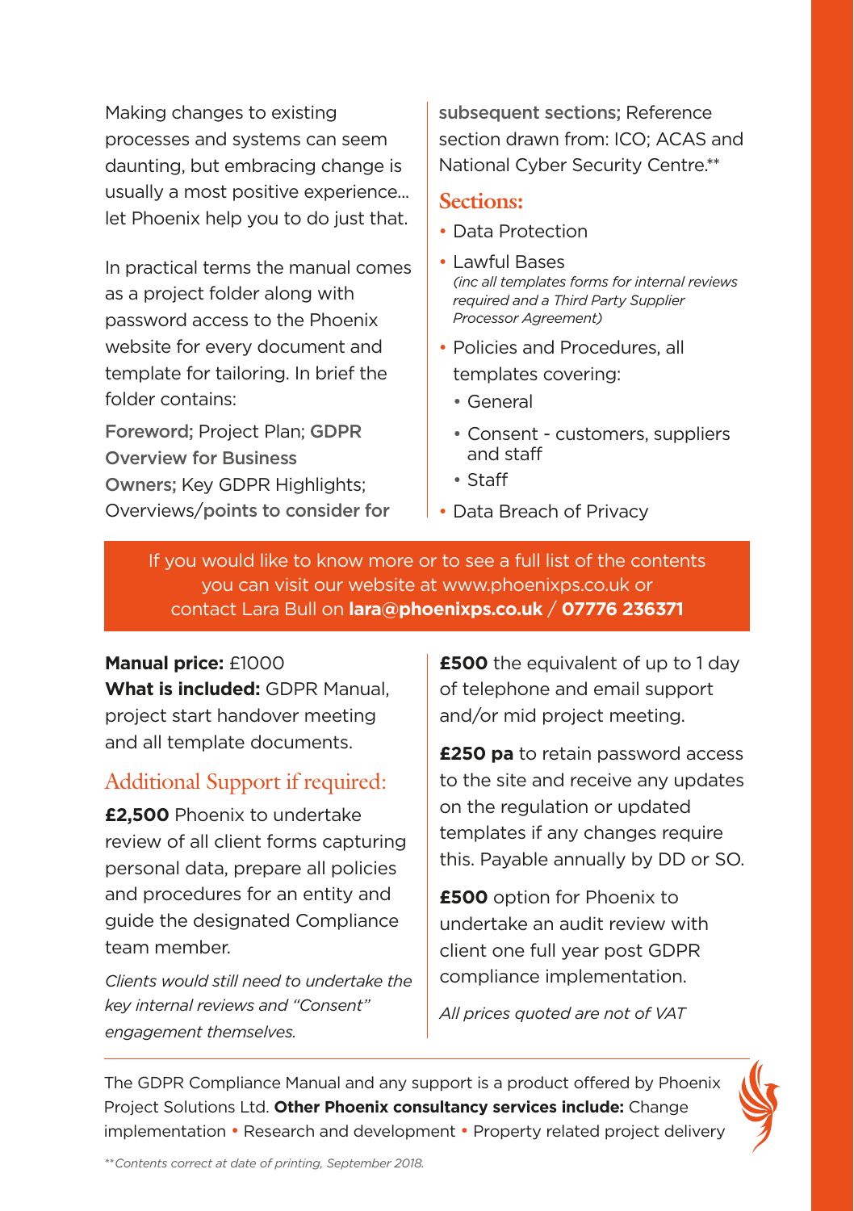Making changes to existing processes and systems can seem daunting, but embracing change is usually a most positive experience... let Phoenix help you to do just that.

In practical terms the manual comes as a project folder along with password access to the Phoenix website for every document and template for tailoring. In brief the folder contains:

**Foreword;** Project Plan; **GDPR Overview for Business Owners;** Key GDPR Highlights; Overviews/**points to consider for subsequent sections;** Reference section drawn from: ICO; ACAS and National Cyber Security Centre.**

## Sections:

- Data Protection
- Lawful Bases
  *(inc all templates forms for internal reviews required and a Third Party Supplier Processor Agreement)*
- Policies and Procedures, all templates covering:
  - General
  - Consent - customers, suppliers and staff
  - Staff
- Data Breach of Privacy

If you would like to know more or to see a full list of the contents you can visit our website at www.phoenixps.co.uk or contact Lara Bull on **lara@phoenixps.co.uk** / **07776 236371**

**Manual price:** £1000
**What is included:** GDPR Manual, project start handover meeting and all template documents.

## Additional Support if required:

**£2,500** Phoenix to undertake review of all client forms capturing personal data, prepare all policies and procedures for an entity and guide the designated Compliance team member.

*Clients would still need to undertake the key internal reviews and "Consent" engagement themselves.*

**£500** the equivalent of up to 1 day of telephone and email support and/or mid project meeting.

**£250 pa** to retain password access to the site and receive any updates on the regulation or updated templates if any changes require this. Payable annually by DD or SO.

**£500** option for Phoenix to undertake an audit review with client one full year post GDPR compliance implementation.

*All prices quoted are not of VAT*

The GDPR Compliance Manual and any support is a product offered by Phoenix Project Solutions Ltd. **Other Phoenix consultancy services include:** Change implementation • Research and development • Property related project delivery

*\*\*Contents correct at date of printing, September 2018.*